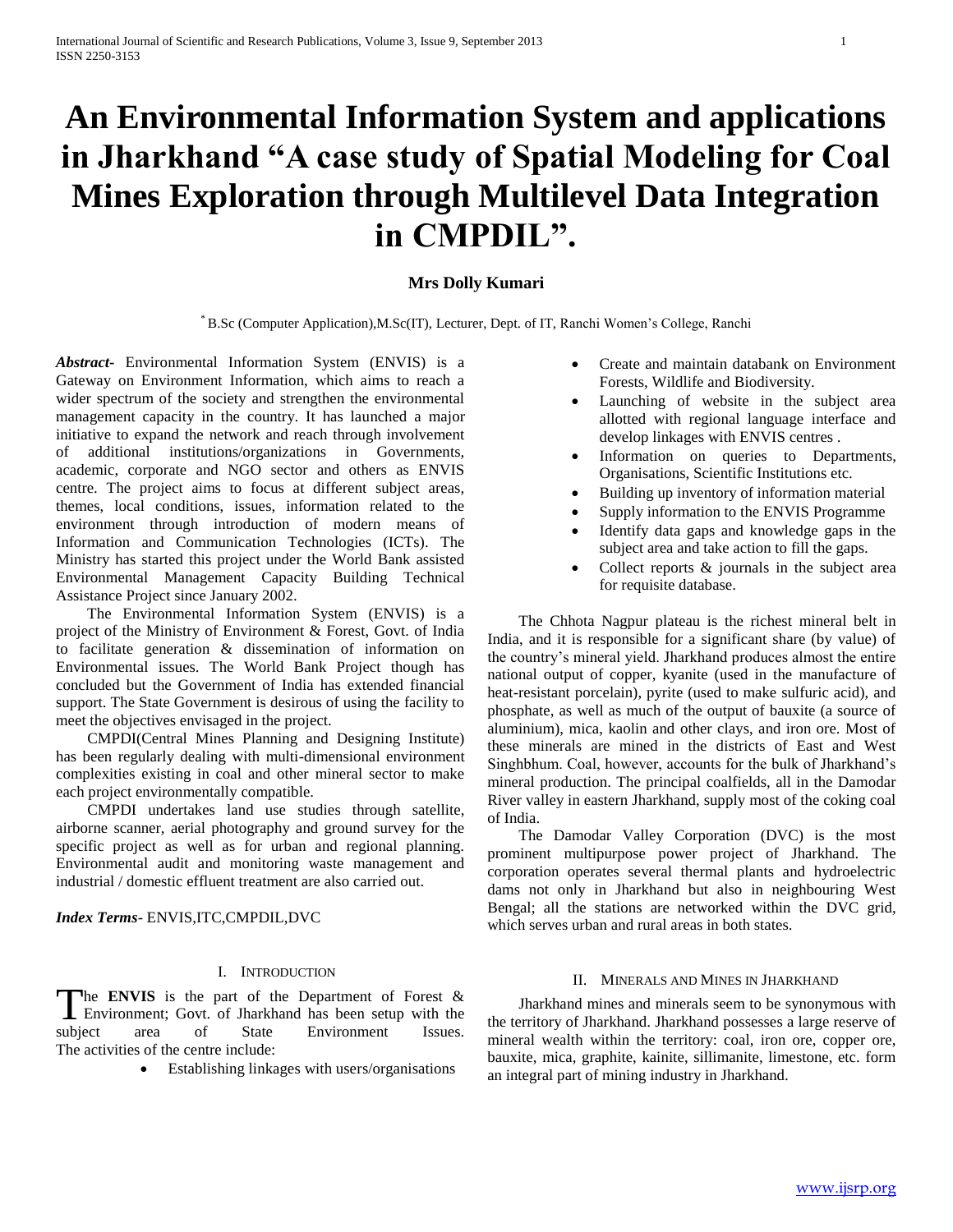# An Environmental Information System and applications in Jharkhand "A case study of Spatial Modeling for Coal Mines Exploration through Multilevel Data Integration in CMPDIL".

**Mrs Dolly Kumari**

[*] B.Sc (Computer Application),M.Sc(IT), Lecturer, Dept. of IT, Ranchi Women's College, Ranchi

***Abstract***- Environmental Information System (ENVIS) is a Gateway on Environment Information, which aims to reach a wider spectrum of the society and strengthen the environmental management capacity in the country. It has launched a major initiative to expand the network and reach through involvement of additional institutions/organizations in Governments, academic, corporate and NGO sector and others as ENVIS centre. The project aims to focus at different subject areas, themes, local conditions, issues, information related to the environment through introduction of modern means of Information and Communication Technologies (ICTs). The Ministry has started this project under the World Bank assisted Environmental Management Capacity Building Technical Assistance Project since January 2002.

The Environmental Information System (ENVIS) is a project of the Ministry of Environment & Forest, Govt. of India to facilitate generation & dissemination of information on Environmental issues. The World Bank Project though has concluded but the Government of India has extended financial support. The State Government is desirous of using the facility to meet the objectives envisaged in the project.

CMPDI(Central Mines Planning and Designing Institute) has been regularly dealing with multi-dimensional environment complexities existing in coal and other mineral sector to make each project environmentally compatible.

CMPDI undertakes land use studies through satellite, airborne scanner, aerial photography and ground survey for the specific project as well as for urban and regional planning. Environmental audit and monitoring waste management and industrial / domestic effluent treatment are also carried out.

***Index Terms***- ENVIS,ITC,CMPDIL,DVC

## I. Introduction

The **ENVIS** is the part of the Department of Forest & Environment; Govt. of Jharkhand has been setup with the subject area of State Environment Issues. The activities of the centre include:

- Establishing linkages with users/organisations
- Create and maintain databank on Environment Forests, Wildlife and Biodiversity.
- Launching of website in the subject area allotted with regional language interface and develop linkages with ENVIS centres .
- Information on queries to Departments, Organisations, Scientific Institutions etc.
- Building up inventory of information material
- Supply information to the ENVIS Programme
- Identify data gaps and knowledge gaps in the subject area and take action to fill the gaps.
- Collect reports & journals in the subject area for requisite database.

The Chhota Nagpur plateau is the richest mineral belt in India, and it is responsible for a significant share (by value) of the country's mineral yield. Jharkhand produces almost the entire national output of copper, kyanite (used in the manufacture of heat-resistant porcelain), pyrite (used to make sulfuric acid), and phosphate, as well as much of the output of bauxite (a source of aluminium), mica, kaolin and other clays, and iron ore. Most of these minerals are mined in the districts of East and West Singhbhum. Coal, however, accounts for the bulk of Jharkhand's mineral production. The principal coalfields, all in the Damodar River valley in eastern Jharkhand, supply most of the coking coal of India.

The Damodar Valley Corporation (DVC) is the most prominent multipurpose power project of Jharkhand. The corporation operates several thermal plants and hydroelectric dams not only in Jharkhand but also in neighbouring West Bengal; all the stations are networked within the DVC grid, which serves urban and rural areas in both states.

## II. Minerals and Mines in Jharkhand

Jharkhand mines and minerals seem to be synonymous with the territory of Jharkhand. Jharkhand possesses a large reserve of mineral wealth within the territory: coal, iron ore, copper ore, bauxite, mica, graphite, kainite, sillimanite, limestone, etc. form an integral part of mining industry in Jharkhand.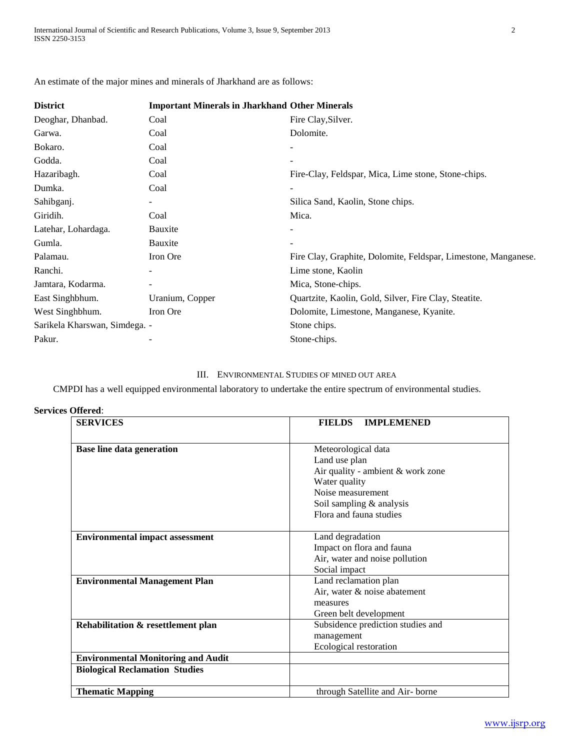An estimate of the major mines and minerals of Jharkhand are as follows:

| District | Important Minerals in Jharkhand | Other Minerals |
|---|---|---|
| Deoghar, Dhanbad. | Coal | Fire Clay,Silver. |
| Garwa. | Coal | Dolomite. |
| Bokaro. | Coal | - |
| Godda. | Coal | - |
| Hazaribagh. | Coal | Fire-Clay, Feldspar, Mica, Lime stone, Stone-chips. |
| Dumka. | Coal | - |
| Sahibganj. | - | Silica Sand, Kaolin, Stone chips. |
| Giridih. | Coal | Mica. |
| Latehar, Lohardaga. | Bauxite | - |
| Gumla. | Bauxite | - |
| Palamau. | Iron Ore | Fire Clay, Graphite, Dolomite, Feldspar, Limestone, Manganese. |
| Ranchi. | - | Lime stone, Kaolin |
| Jamtara, Kodarma. | - | Mica, Stone-chips. |
| East Singhbhum. | Uranium, Copper | Quartzite, Kaolin, Gold, Silver, Fire Clay, Steatite. |
| West Singhbhum. | Iron Ore | Dolomite, Limestone, Manganese, Kyanite. |
| Sarikela Kharswan, Simdega. | - | Stone chips. |
| Pakur. | - | Stone-chips. |

## III. Environmental Studies of Mined Out Area

CMPDI has a well equipped environmental laboratory to undertake the entire spectrum of environmental studies.

**Services Offered**:

| SERVICES | FIELDS IMPLEMENED |
|---|---|
| **Base line data generation** | Meteorological data<br>Land use plan<br>Air quality - ambient & work zone<br>Water quality<br>Noise measurement<br>Soil sampling & analysis<br>Flora and fauna studies |
| **Environmental impact assessment** | Land degradation<br>Impact on flora and fauna<br>Air, water and noise pollution<br>Social impact |
| **Environmental Management Plan** | Land reclamation plan<br>Air, water & noise abatement measures<br>Green belt development |
| **Rehabilitation & resettlement plan** | Subsidence prediction studies and management<br>Ecological restoration |
| **Environmental Monitoring and Audit** | |
| **Biological Reclamation Studies** | |
| **Thematic Mapping** | through Satellite and Air- borne |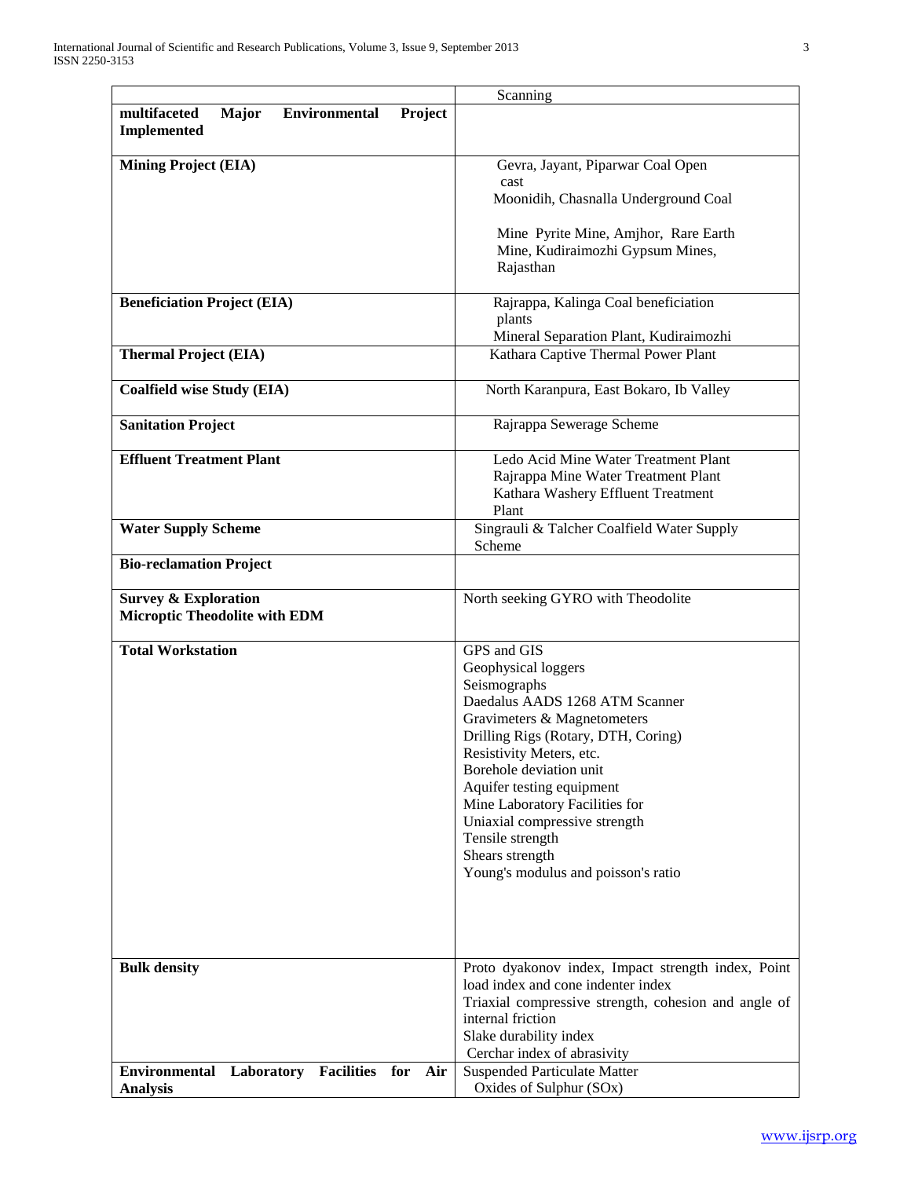|  | Scanning |
|---|---|
| **multifaceted Major Environmental Project Implemented** |  |
| **Mining Project (EIA)** | Gevra, Jayant, Piparwar Coal Open cast<br>Moonidih, Chasnalla Underground Coal<br><br>Mine Pyrite Mine, Amjhor, Rare Earth Mine, Kudiraimozhi Gypsum Mines, Rajasthan |
| **Beneficiation Project (EIA)** | Rajrappa, Kalinga Coal beneficiation plants<br>Mineral Separation Plant, Kudiraimozhi |
| **Thermal Project (EIA)** | Kathara Captive Thermal Power Plant |
| **Coalfield wise Study (EIA)** | North Karanpura, East Bokaro, Ib Valley |
| **Sanitation Project** | Rajrappa Sewerage Scheme |
| **Effluent Treatment Plant** | Ledo Acid Mine Water Treatment Plant<br>Rajrappa Mine Water Treatment Plant<br>Kathara Washery Effluent Treatment Plant |
| **Water Supply Scheme** | Singrauli & Talcher Coalfield Water Supply Scheme |
| **Bio-reclamation Project** |  |
| **Survey & Exploration**<br>**Microptic Theodolite with EDM** | North seeking GYRO with Theodolite |
| **Total Workstation** | GPS and GIS<br>Geophysical loggers<br>Seismographs<br>Daedalus AADS 1268 ATM Scanner<br>Gravimeters & Magnetometers<br>Drilling Rigs (Rotary, DTH, Coring)<br>Resistivity Meters, etc.<br>Borehole deviation unit<br>Aquifer testing equipment<br>Mine Laboratory Facilities for<br>Uniaxial compressive strength<br>Tensile strength<br>Shears strength<br>Young's modulus and poisson's ratio |
| **Bulk density** | Proto dyakonov index, Impact strength index, Point load index and cone indenter index<br>Triaxial compressive strength, cohesion and angle of internal friction<br>Slake durability index<br>Cerchar index of abrasivity |
| **Environmental Laboratory Facilities for Air Analysis** | Suspended Particulate Matter<br>Oxides of Sulphur (SOx) |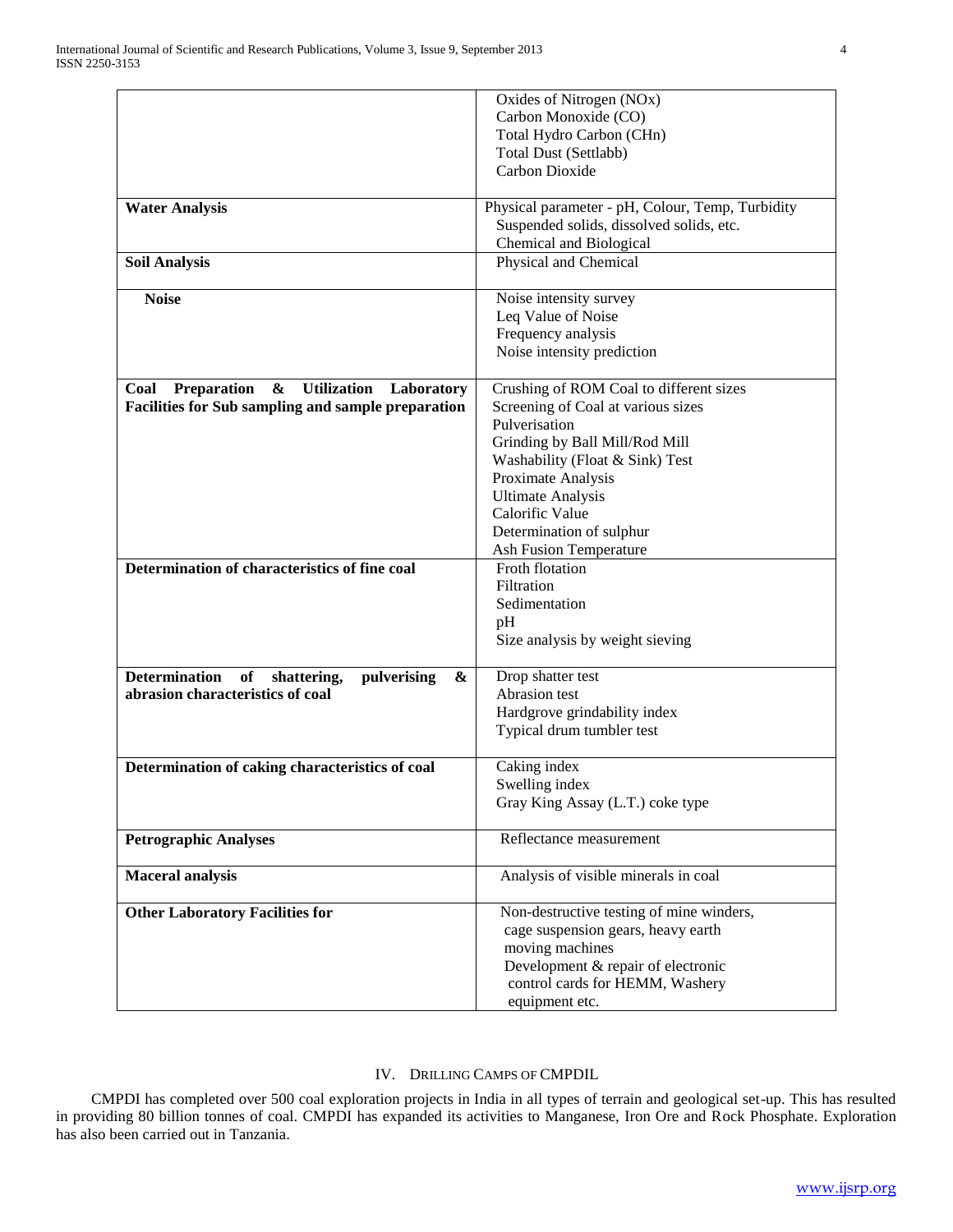| | |
|---|---|
| | Oxides of Nitrogen (NOx)<br>Carbon Monoxide (CO)<br>Total Hydro Carbon (CHn)<br>Total Dust (Settlabb)<br>Carbon Dioxide |
| **Water Analysis** | Physical parameter - pH, Colour, Temp, Turbidity<br>Suspended solids, dissolved solids, etc.<br>Chemical and Biological |
| **Soil Analysis** | Physical and Chemical |
| **Noise** | Noise intensity survey<br>Leq Value of Noise<br>Frequency analysis<br>Noise intensity prediction |
| **Coal Preparation & Utilization Laboratory Facilities for Sub sampling and sample preparation** | Crushing of ROM Coal to different sizes<br>Screening of Coal at various sizes<br>Pulverisation<br>Grinding by Ball Mill/Rod Mill<br>Washability (Float & Sink) Test<br>Proximate Analysis<br>Ultimate Analysis<br>Calorific Value<br>Determination of sulphur<br>Ash Fusion Temperature |
| **Determination of characteristics of fine coal** | Froth flotation<br>Filtration<br>Sedimentation<br>pH<br>Size analysis by weight sieving |
| **Determination of shattering, pulverising & abrasion characteristics of coal** | Drop shatter test<br>Abrasion test<br>Hardgrove grindability index<br>Typical drum tumbler test |
| **Determination of caking characteristics of coal** | Caking index<br>Swelling index<br>Gray King Assay (L.T.) coke type |
| **Petrographic Analyses** | Reflectance measurement |
| **Maceral analysis** | Analysis of visible minerals in coal |
| **Other Laboratory Facilities for** | Non-destructive testing of mine winders, cage suspension gears, heavy earth moving machines<br>Development & repair of electronic control cards for HEMM, Washery equipment etc. |

## IV. Drilling Camps of CMPDIL

CMPDI has completed over 500 coal exploration projects in India in all types of terrain and geological set-up. This has resulted in providing 80 billion tonnes of coal. CMPDI has expanded its activities to Manganese, Iron Ore and Rock Phosphate. Exploration has also been carried out in Tanzania.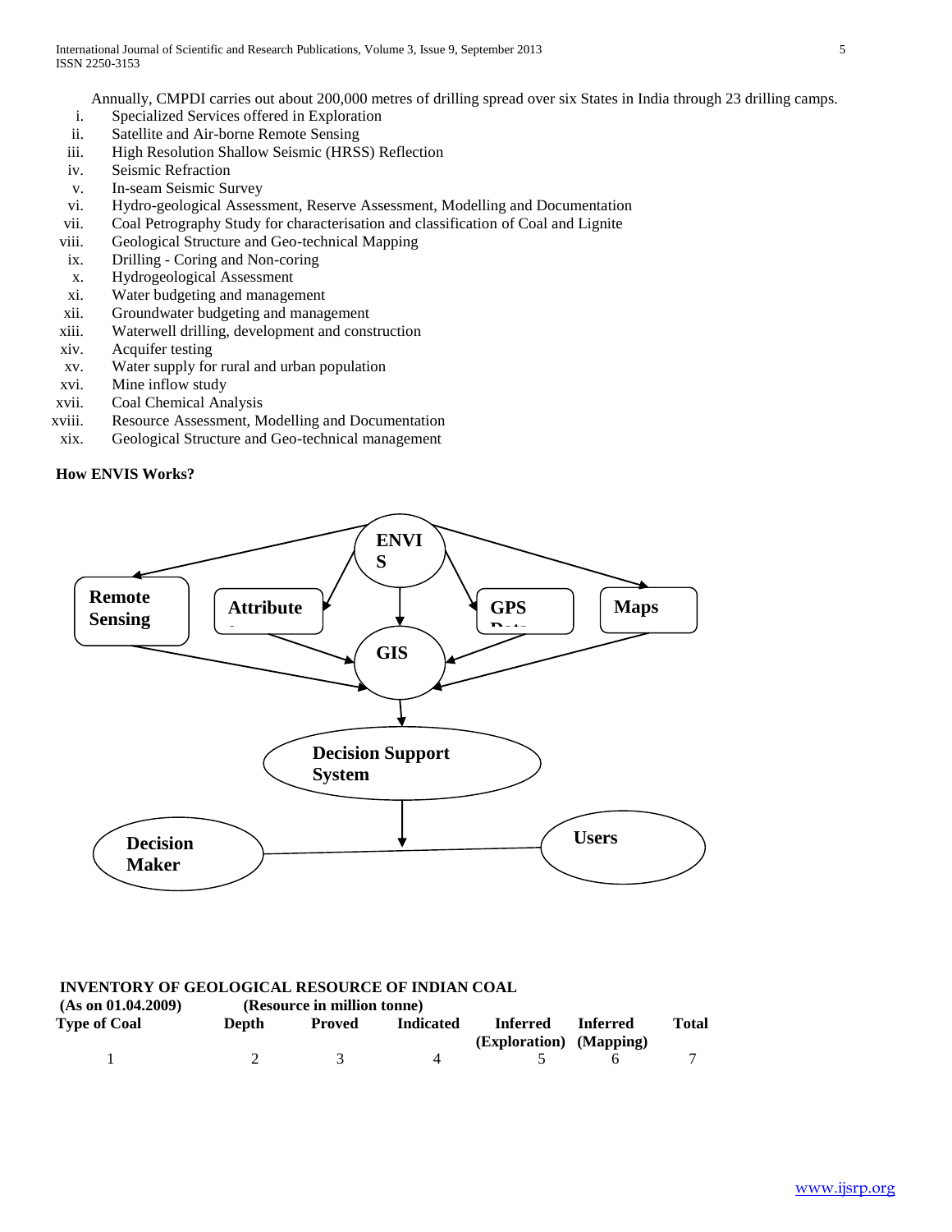Annually, CMPDI carries out about 200,000 metres of drilling spread over six States in India through 23 drilling camps.

i. Specialized Services offered in Exploration
ii. Satellite and Air-borne Remote Sensing
iii. High Resolution Shallow Seismic (HRSS) Reflection
iv. Seismic Refraction
v. In-seam Seismic Survey
vi. Hydro-geological Assessment, Reserve Assessment, Modelling and Documentation
vii. Coal Petrography Study for characterisation and classification of Coal and Lignite
viii. Geological Structure and Geo-technical Mapping
ix. Drilling - Coring and Non-coring
x. Hydrogeological Assessment
xi. Water budgeting and management
xii. Groundwater budgeting and management
xiii. Waterwell drilling, development and construction
xiv. Acquifer testing
xv. Water supply for rural and urban population
xvi. Mine inflow study
xvii. Coal Chemical Analysis
xviii. Resource Assessment, Modelling and Documentation
xix. Geological Structure and Geo-technical management

**How ENVIS Works?**

ENVIS

Remote Sensing | Attribute | GPS Data | Maps

GIS

Decision Support System

Decision Maker | Users

**INVENTORY OF GEOLOGICAL RESOURCE OF INDIAN COAL**

**(As on 01.04.2009)** **(Resource in million tonne)**

| Type of Coal | Depth | Proved | Indicated | Inferred (Exploration) | Inferred (Mapping) | Total |
|---|---|---|---|---|---|---|
| 1 | 2 | 3 | 4 | 5 | 6 | 7 |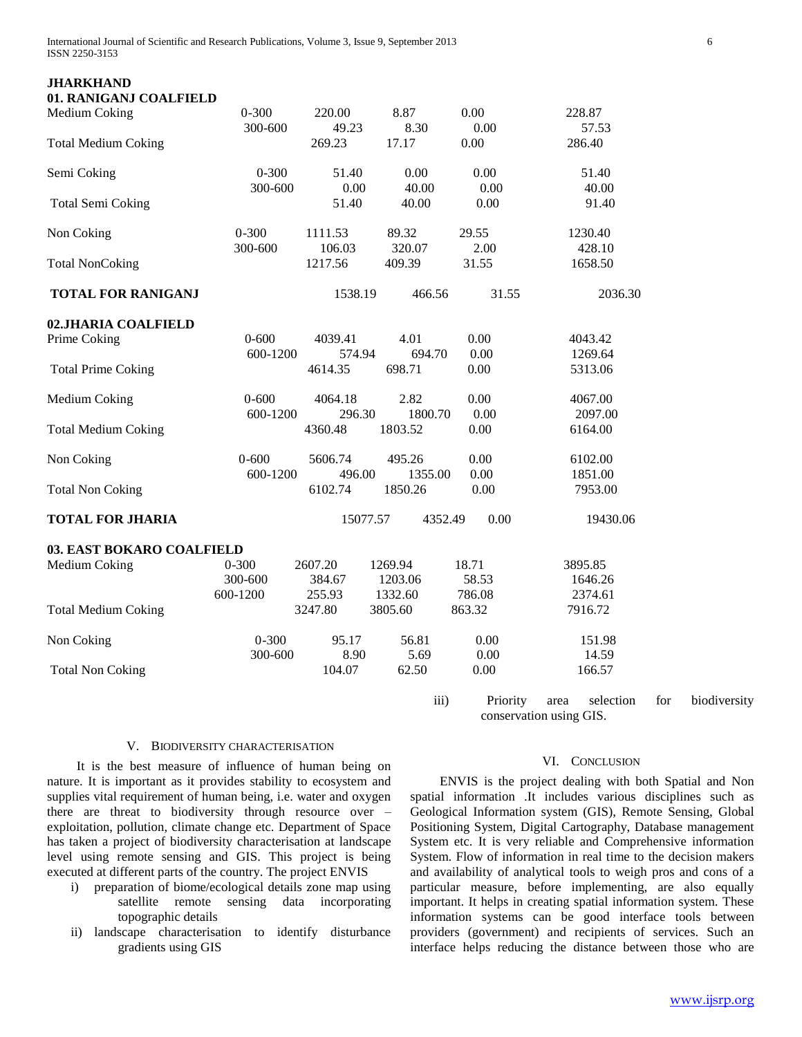**JHARKHAND**

**01. RANIGANJ COALFIELD**

| | | | | | |
|---|---|---|---|---|---|
| Medium Coking | 0-300 | 220.00 | 8.87 | 0.00 | 228.87 |
| | 300-600 | 49.23 | 8.30 | 0.00 | 57.53 |
| Total Medium Coking | | 269.23 | 17.17 | 0.00 | 286.40 |
| Semi Coking | 0-300 | 51.40 | 0.00 | 0.00 | 51.40 |
| | 300-600 | 0.00 | 40.00 | 0.00 | 40.00 |
| Total Semi Coking | | 51.40 | 40.00 | 0.00 | 91.40 |
| Non Coking | 0-300 | 1111.53 | 89.32 | 29.55 | 1230.40 |
| | 300-600 | 106.03 | 320.07 | 2.00 | 428.10 |
| Total NonCoking | | 1217.56 | 409.39 | 31.55 | 1658.50 |
| **TOTAL FOR RANIGANJ** | | 1538.19 | 466.56 | 31.55 | 2036.30 |

**02.JHARIA COALFIELD**

| | | | | | |
|---|---|---|---|---|---|
| Prime Coking | 0-600 | 4039.41 | 4.01 | 0.00 | 4043.42 |
| | 600-1200 | 574.94 | 694.70 | 0.00 | 1269.64 |
| Total Prime Coking | | 4614.35 | 698.71 | 0.00 | 5313.06 |
| Medium Coking | 0-600 | 4064.18 | 2.82 | 0.00 | 4067.00 |
| | 600-1200 | 296.30 | 1800.70 | 0.00 | 2097.00 |
| Total Medium Coking | | 4360.48 | 1803.52 | 0.00 | 6164.00 |
| Non Coking | 0-600 | 5606.74 | 495.26 | 0.00 | 6102.00 |
| | 600-1200 | 496.00 | 1355.00 | 0.00 | 1851.00 |
| Total Non Coking | | 6102.74 | 1850.26 | 0.00 | 7953.00 |
| **TOTAL FOR JHARIA** | | 15077.57 | 4352.49 | 0.00 | 19430.06 |

**03. EAST BOKARO COALFIELD**

| | | | | | |
|---|---|---|---|---|---|
| Medium Coking | 0-300 | 2607.20 | 1269.94 | 18.71 | 3895.85 |
| | 300-600 | 384.67 | 1203.06 | 58.53 | 1646.26 |
| | 600-1200 | 255.93 | 1332.60 | 786.08 | 2374.61 |
| Total Medium Coking | | 3247.80 | 3805.60 | 863.32 | 7916.72 |
| Non Coking | 0-300 | 95.17 | 56.81 | 0.00 | 151.98 |
| | 300-600 | 8.90 | 5.69 | 0.00 | 14.59 |
| Total Non Coking | | 104.07 | 62.50 | 0.00 | 166.57 |

## V. Biodiversity Characterisation

It is the best measure of influence of human being on nature. It is important as it provides stability to ecosystem and supplies vital requirement of human being, i.e. water and oxygen there are threat to biodiversity through resource over – exploitation, pollution, climate change etc. Department of Space has taken a project of biodiversity characterisation at landscape level using remote sensing and GIS. This project is being executed at different parts of the country. The project ENVIS

i) preparation of biome/ecological details zone map using satellite remote sensing data incorporating topographic details

ii) landscape characterisation to identify disturbance gradients using GIS

iii) Priority area selection for biodiversity conservation using GIS.

## VI. Conclusion

ENVIS is the project dealing with both Spatial and Non spatial information .It includes various disciplines such as Geological Information system (GIS), Remote Sensing, Global Positioning System, Digital Cartography, Database management System etc. It is very reliable and Comprehensive information System. Flow of information in real time to the decision makers and availability of analytical tools to weigh pros and cons of a particular measure, before implementing, are also equally important. It helps in creating spatial information system. These information systems can be good interface tools between providers (government) and recipients of services. Such an interface helps reducing the distance between those who are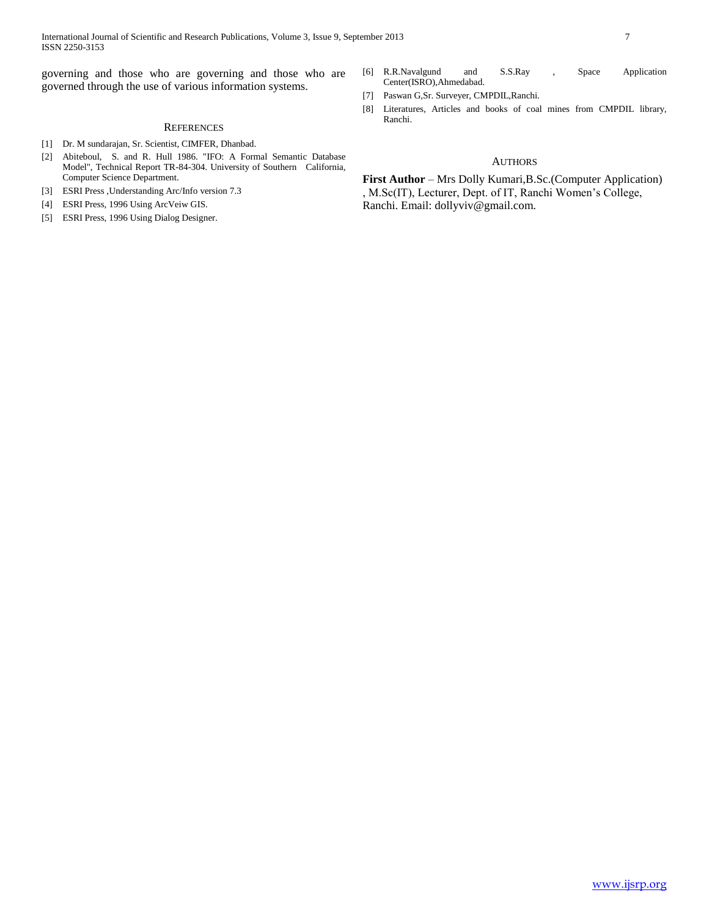governing and those who are governing and those who are governed through the use of various information systems.

## REFERENCES

[1] Dr. M sundarajan, Sr. Scientist, CIMFER, Dhanbad.

[2] Abiteboul, S. and R. Hull 1986. "IFO: A Formal Semantic Database Model", Technical Report TR-84-304. University of Southern California, Computer Science Department.

[3] ESRI Press ,Understanding Arc/Info version 7.3

[4] ESRI Press, 1996 Using ArcVeiw GIS.

[5] ESRI Press, 1996 Using Dialog Designer.

[6] R.R.Navalgund and S.S.Ray , Space Application Center(ISRO),Ahmedabad.

[7] Paswan G,Sr. Surveyer, CMPDIL,Ranchi.

[8] Literatures, Articles and books of coal mines from CMPDIL library, Ranchi.

## AUTHORS

**First Author** – Mrs Dolly Kumari,B.Sc.(Computer Application) , M.Sc(IT), Lecturer, Dept. of IT, Ranchi Women's College, Ranchi. Email: dollyviv@gmail.com.